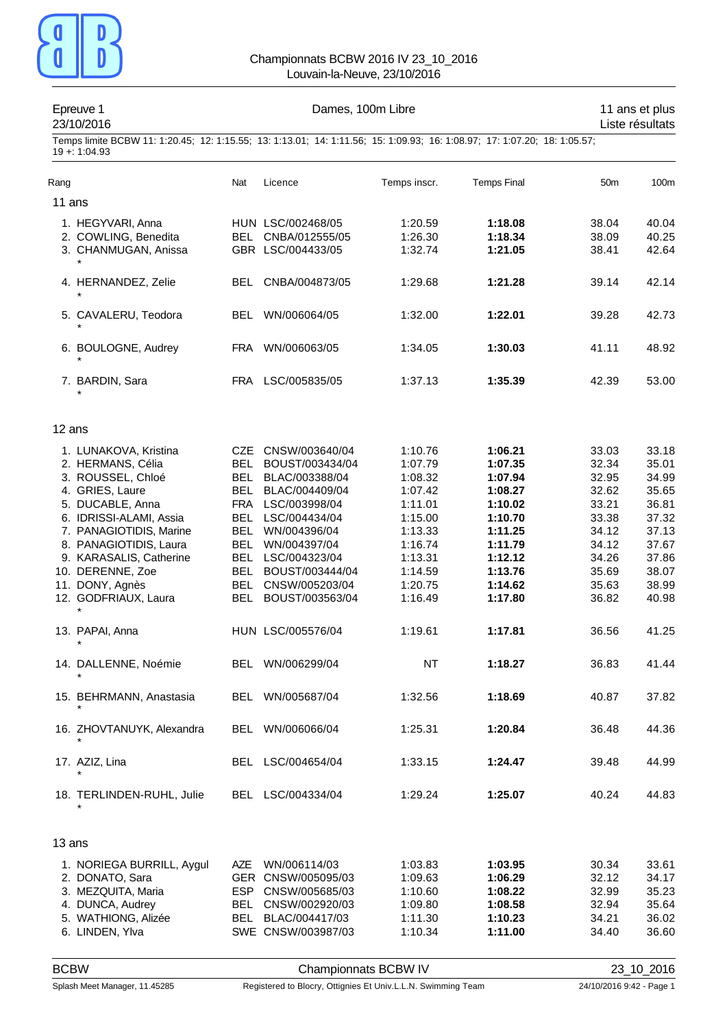Championnats BCBW 2016 IV 23_10_2016
Louvain-la-Neuve, 23/10/2016

Epreuve 1 — Dames, 100m Libre — 11 ans et plus
23/10/2016 — Liste résultats

Temps limite BCBW 11: 1:20.45; 12: 1:15.55; 13: 1:13.01; 14: 1:11.56; 15: 1:09.93; 16: 1:08.97; 17: 1:07.20; 18: 1:05.57; 19 +: 1:04.93

| Rang | Nat | Licence | Temps inscr. | Temps Final | 50m | 100m |
|---|---|---|---|---|---|---|
| **11 ans** | | | | | | |
| 1. HEGYVARI, Anna | HUN | LSC/002468/05 | 1:20.59 | **1:18.08** | 38.04 | 40.04 |
| 2. COWLING, Benedita | BEL | CNBA/012555/05 | 1:26.30 | **1:18.34** | 38.09 | 40.25 |
| 3. CHANMUGAN, Anissa * | GBR | LSC/004433/05 | 1:32.74 | **1:21.05** | 38.41 | 42.64 |
| 4. HERNANDEZ, Zelie * | BEL | CNBA/004873/05 | 1:29.68 | **1:21.28** | 39.14 | 42.14 |
| 5. CAVALERU, Teodora * | BEL | WN/006064/05 | 1:32.00 | **1:22.01** | 39.28 | 42.73 |
| 6. BOULOGNE, Audrey * | FRA | WN/006063/05 | 1:34.05 | **1:30.03** | 41.11 | 48.92 |
| 7. BARDIN, Sara * | FRA | LSC/005835/05 | 1:37.13 | **1:35.39** | 42.39 | 53.00 |
| **12 ans** | | | | | | |
| 1. LUNAKOVA, Kristina | CZE | CNSW/003640/04 | 1:10.76 | **1:06.21** | 33.03 | 33.18 |
| 2. HERMANS, Célia | BEL | BOUST/003434/04 | 1:07.79 | **1:07.35** | 32.34 | 35.01 |
| 3. ROUSSEL, Chloé | BEL | BLAC/003388/04 | 1:08.32 | **1:07.94** | 32.95 | 34.99 |
| 4. GRIES, Laure | BEL | BLAC/004409/04 | 1:07.42 | **1:08.27** | 32.62 | 35.65 |
| 5. DUCABLE, Anna | FRA | LSC/003998/04 | 1:11.01 | **1:10.02** | 33.21 | 36.81 |
| 6. IDRISSI-ALAMI, Assia | BEL | LSC/004434/04 | 1:15.00 | **1:10.70** | 33.38 | 37.32 |
| 7. PANAGIOTIDIS, Marine | BEL | WN/004396/04 | 1:13.33 | **1:11.25** | 34.12 | 37.13 |
| 8. PANAGIOTIDIS, Laura | BEL | WN/004397/04 | 1:16.74 | **1:11.79** | 34.12 | 37.67 |
| 9. KARASALIS, Catherine | BEL | LSC/004323/04 | 1:13.31 | **1:12.12** | 34.26 | 37.86 |
| 10. DERENNE, Zoe | BEL | BOUST/003444/04 | 1:14.59 | **1:13.76** | 35.69 | 38.07 |
| 11. DONY, Agnès | BEL | CNSW/005203/04 | 1:20.75 | **1:14.62** | 35.63 | 38.99 |
| 12. GODFRIAUX, Laura * | BEL | BOUST/003563/04 | 1:16.49 | **1:17.80** | 36.82 | 40.98 |
| 13. PAPAI, Anna * | HUN | LSC/005576/04 | 1:19.61 | **1:17.81** | 36.56 | 41.25 |
| 14. DALLENNE, Noémie * | BEL | WN/006299/04 | NT | **1:18.27** | 36.83 | 41.44 |
| 15. BEHRMANN, Anastasia * | BEL | WN/005687/04 | 1:32.56 | **1:18.69** | 40.87 | 37.82 |
| 16. ZHOVTANUYK, Alexandra * | BEL | WN/006066/04 | 1:25.31 | **1:20.84** | 36.48 | 44.36 |
| 17. AZIZ, Lina * | BEL | LSC/004654/04 | 1:33.15 | **1:24.47** | 39.48 | 44.99 |
| 18. TERLINDEN-RUHL, Julie * | BEL | LSC/004334/04 | 1:29.24 | **1:25.07** | 40.24 | 44.83 |
| **13 ans** | | | | | | |
| 1. NORIEGA BURRILL, Aygul | AZE | WN/006114/03 | 1:03.83 | **1:03.95** | 30.34 | 33.61 |
| 2. DONATO, Sara | GER | CNSW/005095/03 | 1:09.63 | **1:06.29** | 32.12 | 34.17 |
| 3. MEZQUITA, Maria | ESP | CNSW/005685/03 | 1:10.60 | **1:08.22** | 32.99 | 35.23 |
| 4. DUNCA, Audrey | BEL | CNSW/002920/03 | 1:09.80 | **1:08.58** | 32.94 | 35.64 |
| 5. WATHIONG, Alizée | BEL | BLAC/004417/03 | 1:11.30 | **1:10.23** | 34.21 | 36.02 |
| 6. LINDEN, Ylva | SWE | CNSW/003987/03 | 1:10.34 | **1:11.00** | 34.40 | 36.60 |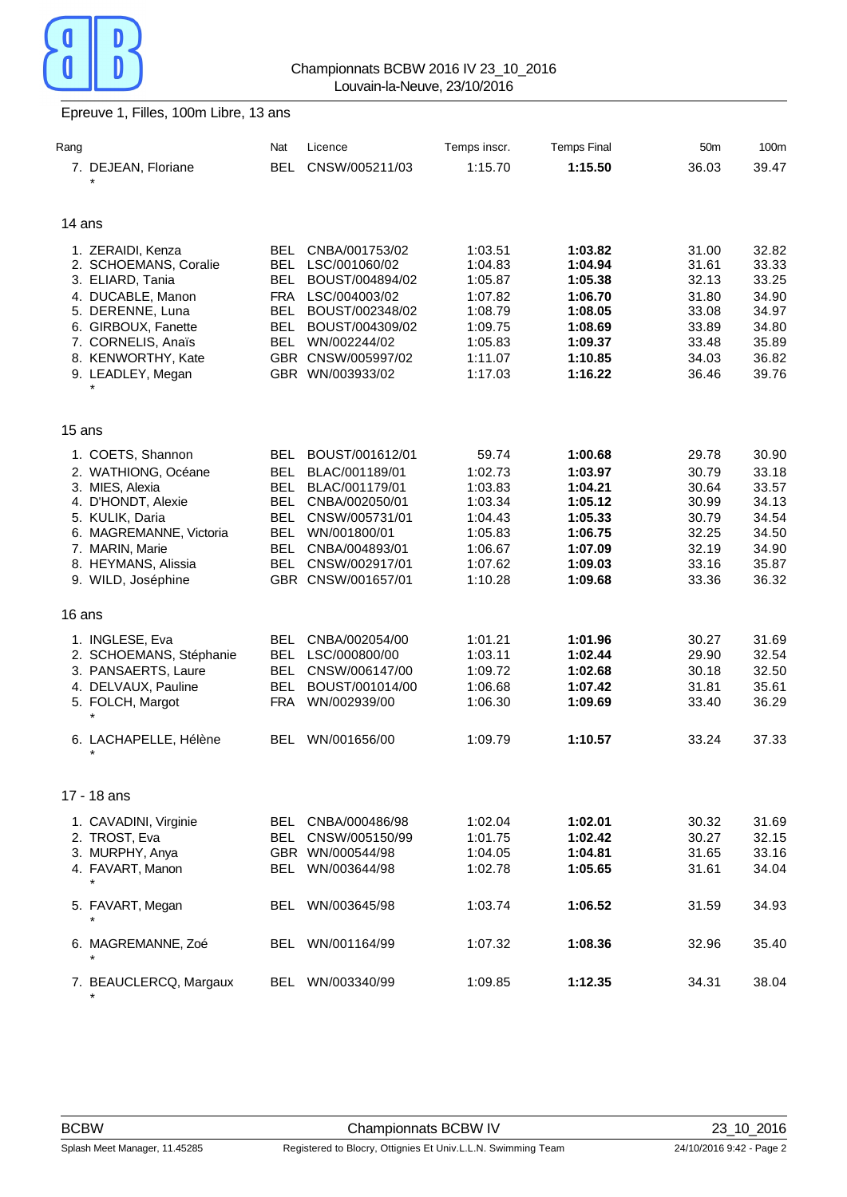Championnats BCBW 2016 IV 23_10_2016
Louvain-la-Neuve, 23/10/2016

## Epreuve 1, Filles, 100m Libre, 13 ans

| Rang | Nat | Licence | Temps inscr. | Temps Final | 50m | 100m |
|---|---|---|---|---|---|---|
| 7. DEJEAN, Floriane * | BEL | CNSW/005211/03 | 1:15.70 | **1:15.50** | 36.03 | 39.47 |

### 14 ans

| Rang | Nat | Licence | Temps inscr. | Temps Final | 50m | 100m |
|---|---|---|---|---|---|---|
| 1. ZERAIDI, Kenza | BEL | CNBA/001753/02 | 1:03.51 | **1:03.82** | 31.00 | 32.82 |
| 2. SCHOEMANS, Coralie | BEL | LSC/001060/02 | 1:04.83 | **1:04.94** | 31.61 | 33.33 |
| 3. ELIARD, Tania | BEL | BOUST/004894/02 | 1:05.87 | **1:05.38** | 32.13 | 33.25 |
| 4. DUCABLE, Manon | FRA | LSC/004003/02 | 1:07.82 | **1:06.70** | 31.80 | 34.90 |
| 5. DERENNE, Luna | BEL | BOUST/002348/02 | 1:08.79 | **1:08.05** | 33.08 | 34.97 |
| 6. GIRBOUX, Fanette | BEL | BOUST/004309/02 | 1:09.75 | **1:08.69** | 33.89 | 34.80 |
| 7. CORNELIS, Anaïs | BEL | WN/002244/02 | 1:05.83 | **1:09.37** | 33.48 | 35.89 |
| 8. KENWORTHY, Kate | GBR | CNSW/005997/02 | 1:11.07 | **1:10.85** | 34.03 | 36.82 |
| 9. LEADLEY, Megan * | GBR | WN/003933/02 | 1:17.03 | **1:16.22** | 36.46 | 39.76 |

### 15 ans

| Rang | Nat | Licence | Temps inscr. | Temps Final | 50m | 100m |
|---|---|---|---|---|---|---|
| 1. COETS, Shannon | BEL | BOUST/001612/01 | 59.74 | **1:00.68** | 29.78 | 30.90 |
| 2. WATHIONG, Océane | BEL | BLAC/001189/01 | 1:02.73 | **1:03.97** | 30.79 | 33.18 |
| 3. MIES, Alexia | BEL | BLAC/001179/01 | 1:03.83 | **1:04.21** | 30.64 | 33.57 |
| 4. D'HONDT, Alexie | BEL | CNBA/002050/01 | 1:03.34 | **1:05.12** | 30.99 | 34.13 |
| 5. KULIK, Daria | BEL | CNSW/005731/01 | 1:04.43 | **1:05.33** | 30.79 | 34.54 |
| 6. MAGREMANNE, Victoria | BEL | WN/001800/01 | 1:05.83 | **1:06.75** | 32.25 | 34.50 |
| 7. MARIN, Marie | BEL | CNBA/004893/01 | 1:06.67 | **1:07.09** | 32.19 | 34.90 |
| 8. HEYMANS, Alissia | BEL | CNSW/002917/01 | 1:07.62 | **1:09.03** | 33.16 | 35.87 |
| 9. WILD, Joséphine | GBR | CNSW/001657/01 | 1:10.28 | **1:09.68** | 33.36 | 36.32 |

### 16 ans

| Rang | Nat | Licence | Temps inscr. | Temps Final | 50m | 100m |
|---|---|---|---|---|---|---|
| 1. INGLESE, Eva | BEL | CNBA/002054/00 | 1:01.21 | **1:01.96** | 30.27 | 31.69 |
| 2. SCHOEMANS, Stéphanie | BEL | LSC/000800/00 | 1:03.11 | **1:02.44** | 29.90 | 32.54 |
| 3. PANSAERTS, Laure | BEL | CNSW/006147/00 | 1:09.72 | **1:02.68** | 30.18 | 32.50 |
| 4. DELVAUX, Pauline | BEL | BOUST/001014/00 | 1:06.68 | **1:07.42** | 31.81 | 35.61 |
| 5. FOLCH, Margot * | FRA | WN/002939/00 | 1:06.30 | **1:09.69** | 33.40 | 36.29 |
| 6. LACHAPELLE, Hélène * | BEL | WN/001656/00 | 1:09.79 | **1:10.57** | 33.24 | 37.33 |

### 17 - 18 ans

| Rang | Nat | Licence | Temps inscr. | Temps Final | 50m | 100m |
|---|---|---|---|---|---|---|
| 1. CAVADINI, Virginie | BEL | CNBA/000486/98 | 1:02.04 | **1:02.01** | 30.32 | 31.69 |
| 2. TROST, Eva | BEL | CNSW/005150/99 | 1:01.75 | **1:02.42** | 30.27 | 32.15 |
| 3. MURPHY, Anya | GBR | WN/000544/98 | 1:04.05 | **1:04.81** | 31.65 | 33.16 |
| 4. FAVART, Manon * | BEL | WN/003644/98 | 1:02.78 | **1:05.65** | 31.61 | 34.04 |
| 5. FAVART, Megan * | BEL | WN/003645/98 | 1:03.74 | **1:06.52** | 31.59 | 34.93 |
| 6. MAGREMANNE, Zoé * | BEL | WN/001164/99 | 1:07.32 | **1:08.36** | 32.96 | 35.40 |
| 7. BEAUCLERCQ, Margaux * | BEL | WN/003340/99 | 1:09.85 | **1:12.35** | 34.31 | 38.04 |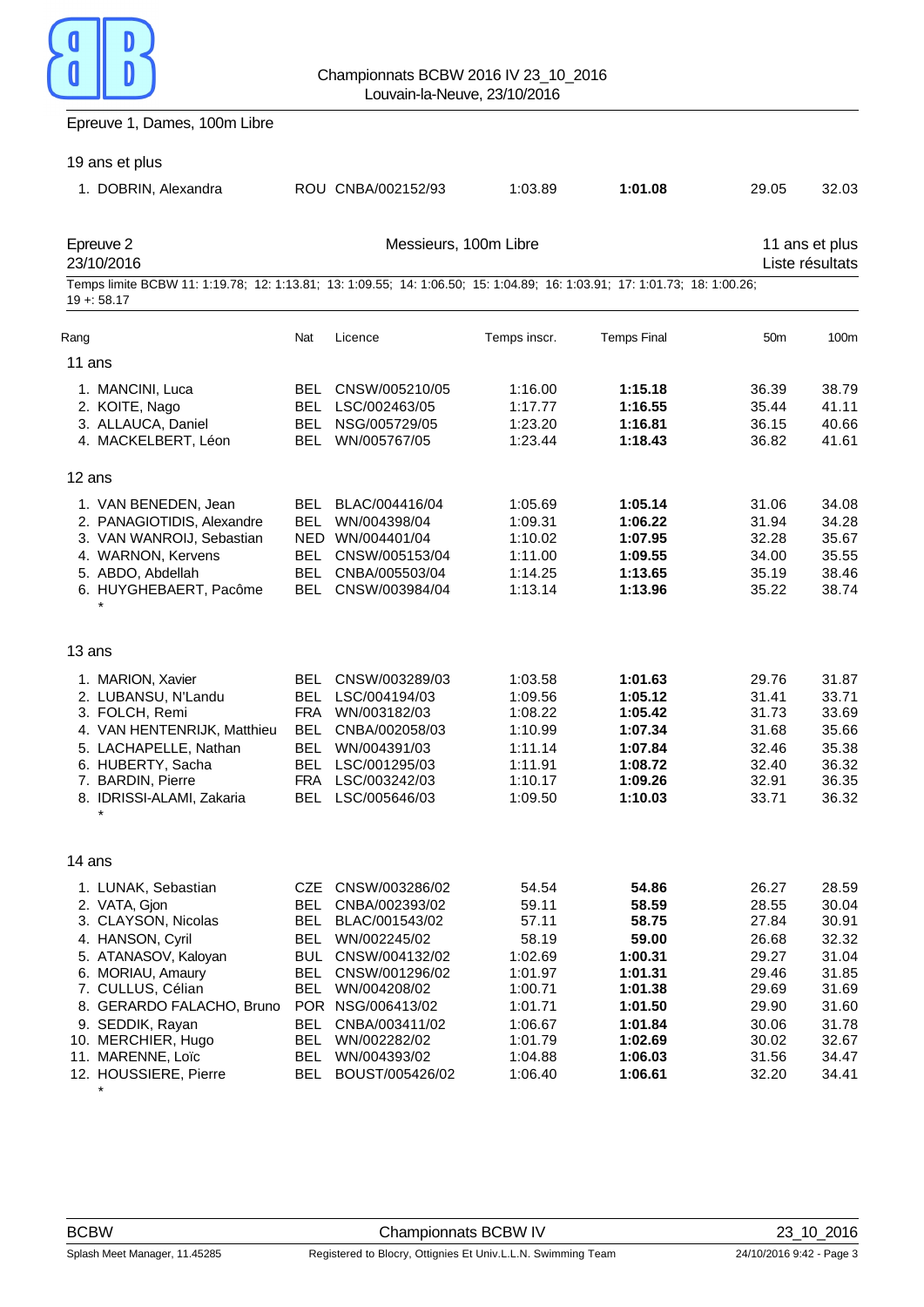Epreuve 1, Dames, 100m Libre

19 ans et plus

| Rang | Nom | Nat | Licence | Temps inscr. | Temps Final | 50m | 100m |
|---|---|---|---|---|---|---|---|
| 1. | DOBRIN, Alexandra | ROU | CNBA/002152/93 | 1:03.89 | **1:01.08** | 29.05 | 32.03 |

## Epreuve 2 — Messieurs, 100m Libre — 11 ans et plus

23/10/2016 — Liste résultats

Temps limite BCBW 11: 1:19.78; 12: 1:13.81; 13: 1:09.55; 14: 1:06.50; 15: 1:04.89; 16: 1:03.91; 17: 1:01.73; 18: 1:00.26; 19 +: 58.17

### 11 ans

| Rang | Nom | Nat | Licence | Temps inscr. | Temps Final | 50m | 100m |
|---|---|---|---|---|---|---|---|
| 1. | MANCINI, Luca | BEL | CNSW/005210/05 | 1:16.00 | **1:15.18** | 36.39 | 38.79 |
| 2. | KOITE, Nago | BEL | LSC/002463/05 | 1:17.77 | **1:16.55** | 35.44 | 41.11 |
| 3. | ALLAUCA, Daniel | BEL | NSG/005729/05 | 1:23.20 | **1:16.81** | 36.15 | 40.66 |
| 4. | MACKELBERT, Léon | BEL | WN/005767/05 | 1:23.44 | **1:18.43** | 36.82 | 41.61 |

### 12 ans

| Rang | Nom | Nat | Licence | Temps inscr. | Temps Final | 50m | 100m |
|---|---|---|---|---|---|---|---|
| 1. | VAN BENEDEN, Jean | BEL | BLAC/004416/04 | 1:05.69 | **1:05.14** | 31.06 | 34.08 |
| 2. | PANAGIOTIDIS, Alexandre | BEL | WN/004398/04 | 1:09.31 | **1:06.22** | 31.94 | 34.28 |
| 3. | VAN WANROIJ, Sebastian | NED | WN/004401/04 | 1:10.02 | **1:07.95** | 32.28 | 35.67 |
| 4. | WARNON, Kervens | BEL | CNSW/005153/04 | 1:11.00 | **1:09.55** | 34.00 | 35.55 |
| 5. | ABDO, Abdellah | BEL | CNBA/005503/04 | 1:14.25 | **1:13.65** | 35.19 | 38.46 |
| 6. | HUYGHEBAERT, Pacôme * | BEL | CNSW/003984/04 | 1:13.14 | **1:13.96** | 35.22 | 38.74 |

### 13 ans

| Rang | Nom | Nat | Licence | Temps inscr. | Temps Final | 50m | 100m |
|---|---|---|---|---|---|---|---|
| 1. | MARION, Xavier | BEL | CNSW/003289/03 | 1:03.58 | **1:01.63** | 29.76 | 31.87 |
| 2. | LUBANSU, N'Landu | BEL | LSC/004194/03 | 1:09.56 | **1:05.12** | 31.41 | 33.71 |
| 3. | FOLCH, Remi | FRA | WN/003182/03 | 1:08.22 | **1:05.42** | 31.73 | 33.69 |
| 4. | VAN HENTENRIJK, Matthieu | BEL | CNBA/002058/03 | 1:10.99 | **1:07.34** | 31.68 | 35.66 |
| 5. | LACHAPELLE, Nathan | BEL | WN/004391/03 | 1:11.14 | **1:07.84** | 32.46 | 35.38 |
| 6. | HUBERTY, Sacha | BEL | LSC/001295/03 | 1:11.91 | **1:08.72** | 32.40 | 36.32 |
| 7. | BARDIN, Pierre | FRA | LSC/003242/03 | 1:10.17 | **1:09.26** | 32.91 | 36.35 |
| 8. | IDRISSI-ALAMI, Zakaria * | BEL | LSC/005646/03 | 1:09.50 | **1:10.03** | 33.71 | 36.32 |

### 14 ans

| Rang | Nom | Nat | Licence | Temps inscr. | Temps Final | 50m | 100m |
|---|---|---|---|---|---|---|---|
| 1. | LUNAK, Sebastian | CZE | CNSW/003286/02 | 54.54 | **54.86** | 26.27 | 28.59 |
| 2. | VATA, Gjon | BEL | CNBA/002393/02 | 59.11 | **58.59** | 28.55 | 30.04 |
| 3. | CLAYSON, Nicolas | BEL | BLAC/001543/02 | 57.11 | **58.75** | 27.84 | 30.91 |
| 4. | HANSON, Cyril | BEL | WN/002245/02 | 58.19 | **59.00** | 26.68 | 32.32 |
| 5. | ATANASOV, Kaloyan | BUL | CNSW/004132/02 | 1:02.69 | **1:00.31** | 29.27 | 31.04 |
| 6. | MORIAU, Amaury | BEL | CNSW/001296/02 | 1:01.97 | **1:01.31** | 29.46 | 31.85 |
| 7. | CULLUS, Célian | BEL | WN/004208/02 | 1:00.71 | **1:01.38** | 29.69 | 31.69 |
| 8. | GERARDO FALACHO, Bruno | POR | NSG/006413/02 | 1:01.71 | **1:01.50** | 29.90 | 31.60 |
| 9. | SEDDIK, Rayan | BEL | CNBA/003411/02 | 1:06.67 | **1:01.84** | 30.06 | 31.78 |
| 10. | MERCHIER, Hugo | BEL | WN/002282/02 | 1:01.79 | **1:02.69** | 30.02 | 32.67 |
| 11. | MARENNE, Loïc | BEL | WN/004393/02 | 1:04.88 | **1:06.03** | 31.56 | 34.47 |
| 12. | HOUSSIERE, Pierre * | BEL | BOUST/005426/02 | 1:06.40 | **1:06.61** | 32.20 | 34.41 |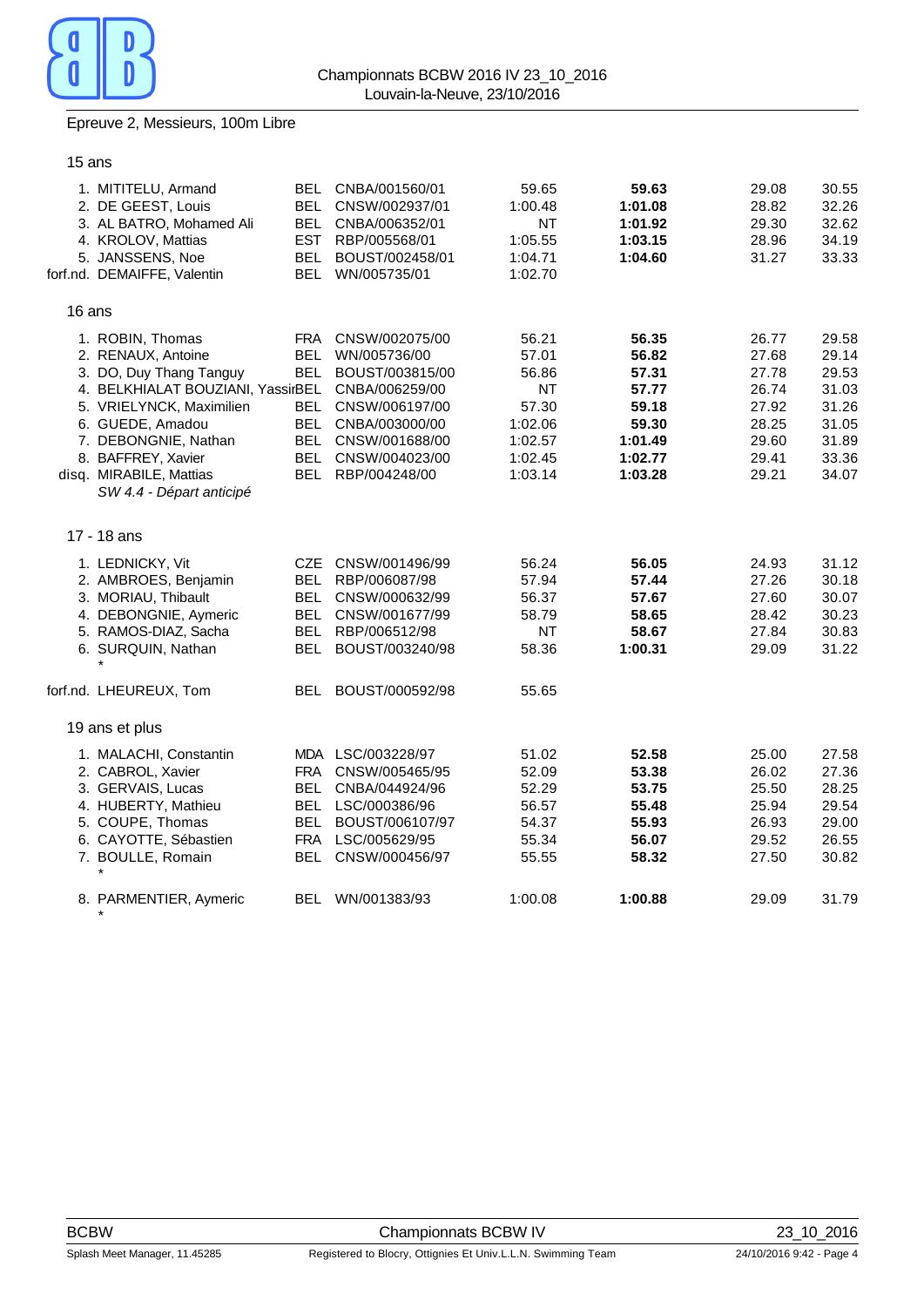Championnats BCBW 2016 IV 23_10_2016
Louvain-la-Neuve, 23/10/2016

## Epreuve 2, Messieurs, 100m Libre

### 15 ans

| Pl. | Nom | Nat. | Club/Licence | Temps d'inscription | Temps | 50m | 100m |
|---|---|---|---|---|---|---|---|
| 1. | MITITELU, Armand | BEL | CNBA/001560/01 | 59.65 | **59.63** | 29.08 | 30.55 |
| 2. | DE GEEST, Louis | BEL | CNSW/002937/01 | 1:00.48 | **1:01.08** | 28.82 | 32.26 |
| 3. | AL BATRO, Mohamed Ali | BEL | CNBA/006352/01 | NT | **1:01.92** | 29.30 | 32.62 |
| 4. | KROLOV, Mattias | EST | RBP/005568/01 | 1:05.55 | **1:03.15** | 28.96 | 34.19 |
| 5. | JANSSENS, Noe | BEL | BOUST/002458/01 | 1:04.71 | **1:04.60** | 31.27 | 33.33 |
| forf.nd. | DEMAIFFE, Valentin | BEL | WN/005735/01 | 1:02.70 | | | |

### 16 ans

| Pl. | Nom | Nat. | Club/Licence | Temps d'inscription | Temps | 50m | 100m |
|---|---|---|---|---|---|---|---|
| 1. | ROBIN, Thomas | FRA | CNSW/002075/00 | 56.21 | **56.35** | 26.77 | 29.58 |
| 2. | RENAUX, Antoine | BEL | WN/005736/00 | 57.01 | **56.82** | 27.68 | 29.14 |
| 3. | DO, Duy Thang Tanguy | BEL | BOUST/003815/00 | 56.86 | **57.31** | 27.78 | 29.53 |
| 4. | BELKHIALAT BOUZIANI, Yassir | BEL | CNBA/006259/00 | NT | **57.77** | 26.74 | 31.03 |
| 5. | VRIELYNCK, Maximilien | BEL | CNSW/006197/00 | 57.30 | **59.18** | 27.92 | 31.26 |
| 6. | GUEDE, Amadou | BEL | CNBA/003000/00 | 1:02.06 | **59.30** | 28.25 | 31.05 |
| 7. | DEBONGNIE, Nathan | BEL | CNSW/001688/00 | 1:02.57 | **1:01.49** | 29.60 | 31.89 |
| 8. | BAFFREY, Xavier | BEL | CNSW/004023/00 | 1:02.45 | **1:02.77** | 29.41 | 33.36 |
| disq. | MIRABILE, Mattias *SW 4.4 - Départ anticipé* | BEL | RBP/004248/00 | 1:03.14 | **1:03.28** | 29.21 | 34.07 |

### 17 - 18 ans

| Pl. | Nom | Nat. | Club/Licence | Temps d'inscription | Temps | 50m | 100m |
|---|---|---|---|---|---|---|---|
| 1. | LEDNICKY, Vit | CZE | CNSW/001496/99 | 56.24 | **56.05** | 24.93 | 31.12 |
| 2. | AMBROES, Benjamin | BEL | RBP/006087/98 | 57.94 | **57.44** | 27.26 | 30.18 |
| 3. | MORIAU, Thibault | BEL | CNSW/000632/99 | 56.37 | **57.67** | 27.60 | 30.07 |
| 4. | DEBONGNIE, Aymeric | BEL | CNSW/001677/99 | 58.79 | **58.65** | 28.42 | 30.23 |
| 5. | RAMOS-DIAZ, Sacha | BEL | RBP/006512/98 | NT | **58.67** | 27.84 | 30.83 |
| 6. | SURQUIN, Nathan * | BEL | BOUST/003240/98 | 58.36 | **1:00.31** | 29.09 | 31.22 |
| forf.nd. | LHEUREUX, Tom | BEL | BOUST/000592/98 | 55.65 | | | |

### 19 ans et plus

| Pl. | Nom | Nat. | Club/Licence | Temps d'inscription | Temps | 50m | 100m |
|---|---|---|---|---|---|---|---|
| 1. | MALACHI, Constantin | MDA | LSC/003228/97 | 51.02 | **52.58** | 25.00 | 27.58 |
| 2. | CABROL, Xavier | FRA | CNSW/005465/95 | 52.09 | **53.38** | 26.02 | 27.36 |
| 3. | GERVAIS, Lucas | BEL | CNBA/044924/96 | 52.29 | **53.75** | 25.50 | 28.25 |
| 4. | HUBERTY, Mathieu | BEL | LSC/000386/96 | 56.57 | **55.48** | 25.94 | 29.54 |
| 5. | COUPE, Thomas | BEL | BOUST/006107/97 | 54.37 | **55.93** | 26.93 | 29.00 |
| 6. | CAYOTTE, Sébastien | FRA | LSC/005629/95 | 55.34 | **56.07** | 29.52 | 26.55 |
| 7. | BOULLE, Romain * | BEL | CNSW/000456/97 | 55.55 | **58.32** | 27.50 | 30.82 |
| 8. | PARMENTIER, Aymeric * | BEL | WN/001383/93 | 1:00.08 | **1:00.88** | 29.09 | 31.79 |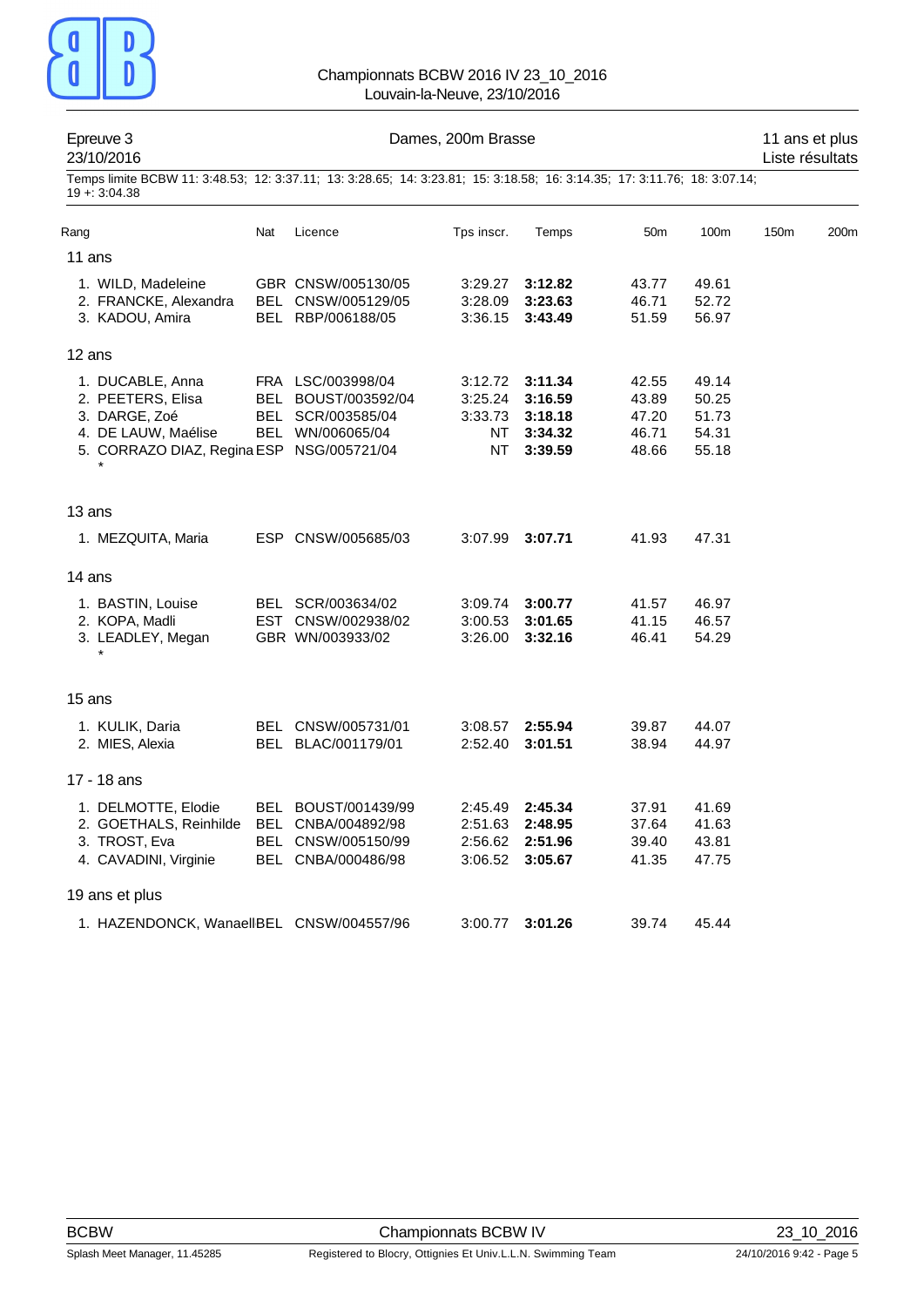# Championnats BCBW 2016 IV 23_10_2016

Louvain-la-Neuve, 23/10/2016

**Epreuve 3** — Dames, 200m Brasse — 11 ans et plus

23/10/2016 — Liste résultats

Temps limite BCBW 11: 3:48.53; 12: 3:37.11; 13: 3:28.65; 14: 3:23.81; 15: 3:18.58; 16: 3:14.35; 17: 3:11.76; 18: 3:07.14; 19 +: 3:04.38

| Rang | Nat | Licence | Tps inscr. | Temps | 50m | 100m | 150m | 200m |
|---|---|---|---|---|---|---|---|---|
| **11 ans** | | | | | | | | |
| 1. WILD, Madeleine | GBR | CNSW/005130/05 | 3:29.27 | **3:12.82** | 43.77 | 49.61 | | |
| 2. FRANCKE, Alexandra | BEL | CNSW/005129/05 | 3:28.09 | **3:23.63** | 46.71 | 52.72 | | |
| 3. KADOU, Amira | BEL | RBP/006188/05 | 3:36.15 | **3:43.49** | 51.59 | 56.97 | | |
| **12 ans** | | | | | | | | |
| 1. DUCABLE, Anna | FRA | LSC/003998/04 | 3:12.72 | **3:11.34** | 42.55 | 49.14 | | |
| 2. PEETERS, Elisa | BEL | BOUST/003592/04 | 3:25.24 | **3:16.59** | 43.89 | 50.25 | | |
| 3. DARGE, Zoé | BEL | SCR/003585/04 | 3:33.73 | **3:18.18** | 47.20 | 51.73 | | |
| 4. DE LAUW, Maélise | BEL | WN/006065/04 | NT | **3:34.32** | 46.71 | 54.31 | | |
| 5. CORRAZO DIAZ, Regina * | ESP | NSG/005721/04 | NT | **3:39.59** | 48.66 | 55.18 | | |
| **13 ans** | | | | | | | | |
| 1. MEZQUITA, Maria | ESP | CNSW/005685/03 | 3:07.99 | **3:07.71** | 41.93 | 47.31 | | |
| **14 ans** | | | | | | | | |
| 1. BASTIN, Louise | BEL | SCR/003634/02 | 3:09.74 | **3:00.77** | 41.57 | 46.97 | | |
| 2. KOPA, Madli | EST | CNSW/002938/02 | 3:00.53 | **3:01.65** | 41.15 | 46.57 | | |
| 3. LEADLEY, Megan * | GBR | WN/003933/02 | 3:26.00 | **3:32.16** | 46.41 | 54.29 | | |
| **15 ans** | | | | | | | | |
| 1. KULIK, Daria | BEL | CNSW/005731/01 | 3:08.57 | **2:55.94** | 39.87 | 44.07 | | |
| 2. MIES, Alexia | BEL | BLAC/001179/01 | 2:52.40 | **3:01.51** | 38.94 | 44.97 | | |
| **17 - 18 ans** | | | | | | | | |
| 1. DELMOTTE, Elodie | BEL | BOUST/001439/99 | 2:45.49 | **2:45.34** | 37.91 | 41.69 | | |
| 2. GOETHALS, Reinhilde | BEL | CNBA/004892/98 | 2:51.63 | **2:48.95** | 37.64 | 41.63 | | |
| 3. TROST, Eva | BEL | CNSW/005150/99 | 2:56.62 | **2:51.96** | 39.40 | 43.81 | | |
| 4. CAVADINI, Virginie | BEL | CNBA/000486/98 | 3:06.52 | **3:05.67** | 41.35 | 47.75 | | |
| **19 ans et plus** | | | | | | | | |
| 1. HAZENDONCK, Wanaell | BEL | CNSW/004557/96 | 3:00.77 | **3:01.26** | 39.74 | 45.44 | | |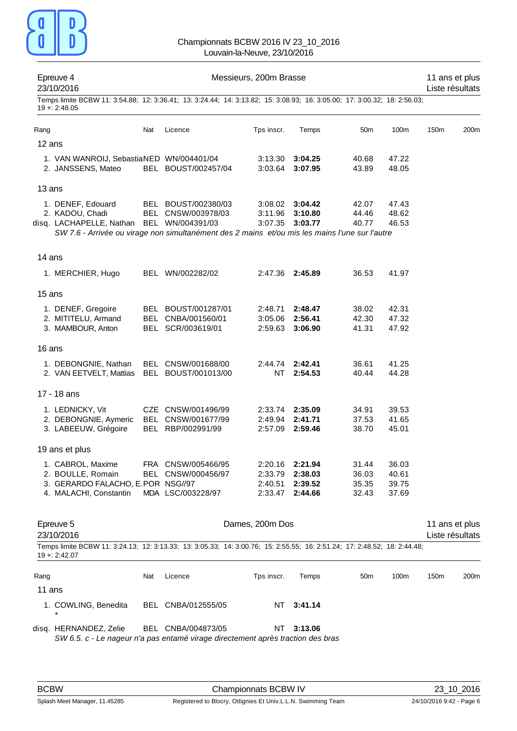Championnats BCBW 2016 IV 23_10_2016
Louvain-la-Neuve, 23/10/2016

## Epreuve 4 — Messieurs, 200m Brasse — 11 ans et plus

23/10/2016 — Liste résultats

Temps limite BCBW 11: 3:54.88; 12: 3:36.41; 13: 3:24.44; 14: 3:13.82; 15: 3:08.93; 16: 3:05.00; 17: 3:00.32; 18: 2:56.03; 19 +: 2:48.05

| Rang | Nat | Licence | Tps inscr. | Temps | 50m | 100m | 150m | 200m |
|---|---|---|---|---|---|---|---|---|
| **12 ans** | | | | | | | | |
| 1. VAN WANROIJ, Sebastia | NED | WN/004401/04 | 3:13.30 | **3:04.25** | 40.68 | 47.22 | | |
| 2. JANSSENS, Mateo | BEL | BOUST/002457/04 | 3:03.64 | **3:07.95** | 43.89 | 48.05 | | |
| **13 ans** | | | | | | | | |
| 1. DENEF, Edouard | BEL | BOUST/002380/03 | 3:08.02 | **3:04.42** | 42.07 | 47.43 | | |
| 2. KADOU, Chadi | BEL | CNSW/003978/03 | 3:11.96 | **3:10.80** | 44.46 | 48.62 | | |
| disq. LACHAPELLE, Nathan | BEL | WN/004391/03 | 3:07.35 | **3:03.77** | 40.77 | 46.53 | | |
| *SW 7.6 - Arrivée ou virage non simultanément des 2 mains et/ou mis les mains l'une sur l'autre* | | | | | | | | |
| **14 ans** | | | | | | | | |
| 1. MERCHIER, Hugo | BEL | WN/002282/02 | 2:47.36 | **2:45.89** | 36.53 | 41.97 | | |
| **15 ans** | | | | | | | | |
| 1. DENEF, Gregoire | BEL | BOUST/001287/01 | 2:48.71 | **2:48.47** | 38.02 | 42.31 | | |
| 2. MITITELU, Armand | BEL | CNBA/001560/01 | 3:05.06 | **2:56.41** | 42.30 | 47.32 | | |
| 3. MAMBOUR, Anton | BEL | SCR/003619/01 | 2:59.63 | **3:06.90** | 41.31 | 47.92 | | |
| **16 ans** | | | | | | | | |
| 1. DEBONGNIE, Nathan | BEL | CNSW/001688/00 | 2:44.74 | **2:42.41** | 36.61 | 41.25 | | |
| 2. VAN EETVELT, Mattias | BEL | BOUST/001013/00 | NT | **2:54.53** | 40.44 | 44.28 | | |
| **17 - 18 ans** | | | | | | | | |
| 1. LEDNICKY, Vit | CZE | CNSW/001496/99 | 2:33.74 | **2:35.09** | 34.91 | 39.53 | | |
| 2. DEBONGNIE, Aymeric | BEL | CNSW/001677/99 | 2:49.94 | **2:41.71** | 37.53 | 41.65 | | |
| 3. LABEEUW, Grégoire | BEL | RBP/002991/99 | 2:57.09 | **2:59.46** | 38.70 | 45.01 | | |
| **19 ans et plus** | | | | | | | | |
| 1. CABROL, Maxime | FRA | CNSW/005466/95 | 2:20.16 | **2:21.94** | 31.44 | 36.03 | | |
| 2. BOULLE, Romain | BEL | CNSW/000456/97 | 2:33.79 | **2:38.03** | 36.03 | 40.61 | | |
| 3. GERARDO FALACHO, E. | POR | NSG//97 | 2:40.51 | **2:39.52** | 35.35 | 39.75 | | |
| 4. MALACHI, Constantin | MDA | LSC/003228/97 | 2:33.47 | **2:44.66** | 32.43 | 37.69 | | |

## Epreuve 5 — Dames, 200m Dos — 11 ans et plus

23/10/2016 — Liste résultats

Temps limite BCBW 11: 3:24.13; 12: 3:13.33; 13: 3:05.33; 14: 3:00.76; 15: 2:55.55; 16: 2:51.24; 17: 2:48.52; 18: 2:44.48; 19 +: 2:42.07

| Rang | Nat | Licence | Tps inscr. | Temps | 50m | 100m | 150m | 200m |
|---|---|---|---|---|---|---|---|---|
| **11 ans** | | | | | | | | |
| 1. COWLING, Benedita * | BEL | CNBA/012555/05 | NT | **3:41.14** | | | | |
| disq. HERNANDEZ, Zelie | BEL | CNBA/004873/05 | NT | **3:13.06** | | | | |
| *SW 6.5. c - Le nageur n'a pas entamé virage directement après traction des bras* | | | | | | | | |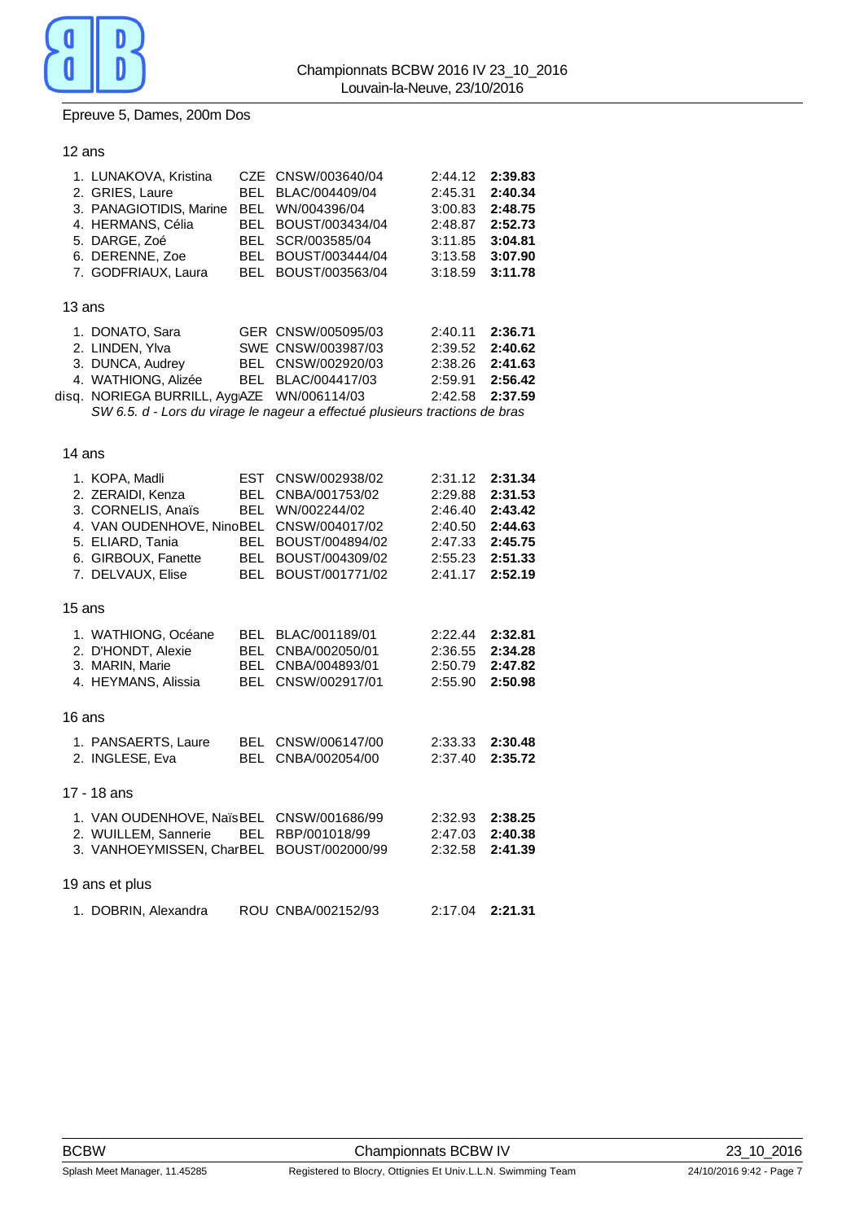Championnats BCBW 2016 IV 23_10_2016
Louvain-la-Neuve, 23/10/2016

## Epreuve 5, Dames, 200m Dos

### 12 ans

| | | | | | |
|---|---|---|---|---|---|
| 1. | LUNAKOVA, Kristina | CZE | CNSW/003640/04 | 2:44.12 | **2:39.83** |
| 2. | GRIES, Laure | BEL | BLAC/004409/04 | 2:45.31 | **2:40.34** |
| 3. | PANAGIOTIDIS, Marine | BEL | WN/004396/04 | 3:00.83 | **2:48.75** |
| 4. | HERMANS, Célia | BEL | BOUST/003434/04 | 2:48.87 | **2:52.73** |
| 5. | DARGE, Zoé | BEL | SCR/003585/04 | 3:11.85 | **3:04.81** |
| 6. | DERENNE, Zoe | BEL | BOUST/003444/04 | 3:13.58 | **3:07.90** |
| 7. | GODFRIAUX, Laura | BEL | BOUST/003563/04 | 3:18.59 | **3:11.78** |

### 13 ans

| | | | | | |
|---|---|---|---|---|---|
| 1. | DONATO, Sara | GER | CNSW/005095/03 | 2:40.11 | **2:36.71** |
| 2. | LINDEN, Ylva | SWE | CNSW/003987/03 | 2:39.52 | **2:40.62** |
| 3. | DUNCA, Audrey | BEL | CNSW/002920/03 | 2:38.26 | **2:41.63** |
| 4. | WATHIONG, Alizée | BEL | BLAC/004417/03 | 2:59.91 | **2:56.42** |
| disq. | NORIEGA BURRILL, Ayg | AZE | WN/006114/03 | 2:42.58 | **2:37.59** |

*SW 6.5. d - Lors du virage le nageur a effectué plusieurs tractions de bras*

### 14 ans

| | | | | | |
|---|---|---|---|---|---|
| 1. | KOPA, Madli | EST | CNSW/002938/02 | 2:31.12 | **2:31.34** |
| 2. | ZERAIDI, Kenza | BEL | CNBA/001753/02 | 2:29.88 | **2:31.53** |
| 3. | CORNELIS, Anaïs | BEL | WN/002244/02 | 2:46.40 | **2:43.42** |
| 4. | VAN OUDENHOVE, Nino | BEL | CNSW/004017/02 | 2:40.50 | **2:44.63** |
| 5. | ELIARD, Tania | BEL | BOUST/004894/02 | 2:47.33 | **2:45.75** |
| 6. | GIRBOUX, Fanette | BEL | BOUST/004309/02 | 2:55.23 | **2:51.33** |
| 7. | DELVAUX, Elise | BEL | BOUST/001771/02 | 2:41.17 | **2:52.19** |

### 15 ans

| | | | | | |
|---|---|---|---|---|---|
| 1. | WATHIONG, Océane | BEL | BLAC/001189/01 | 2:22.44 | **2:32.81** |
| 2. | D'HONDT, Alexie | BEL | CNBA/002050/01 | 2:36.55 | **2:34.28** |
| 3. | MARIN, Marie | BEL | CNBA/004893/01 | 2:50.79 | **2:47.82** |
| 4. | HEYMANS, Alissia | BEL | CNSW/002917/01 | 2:55.90 | **2:50.98** |

### 16 ans

| | | | | | |
|---|---|---|---|---|---|
| 1. | PANSAERTS, Laure | BEL | CNSW/006147/00 | 2:33.33 | **2:30.48** |
| 2. | INGLESE, Eva | BEL | CNBA/002054/00 | 2:37.40 | **2:35.72** |

### 17 - 18 ans

| | | | | | |
|---|---|---|---|---|---|
| 1. | VAN OUDENHOVE, Naïs | BEL | CNSW/001686/99 | 2:32.93 | **2:38.25** |
| 2. | WUILLEM, Sannerie | BEL | RBP/001018/99 | 2:47.03 | **2:40.38** |
| 3. | VANHOEYMISSEN, Char | BEL | BOUST/002000/99 | 2:32.58 | **2:41.39** |

### 19 ans et plus

| | | | | | |
|---|---|---|---|---|---|
| 1. | DOBRIN, Alexandra | ROU | CNBA/002152/93 | 2:17.04 | **2:21.31** |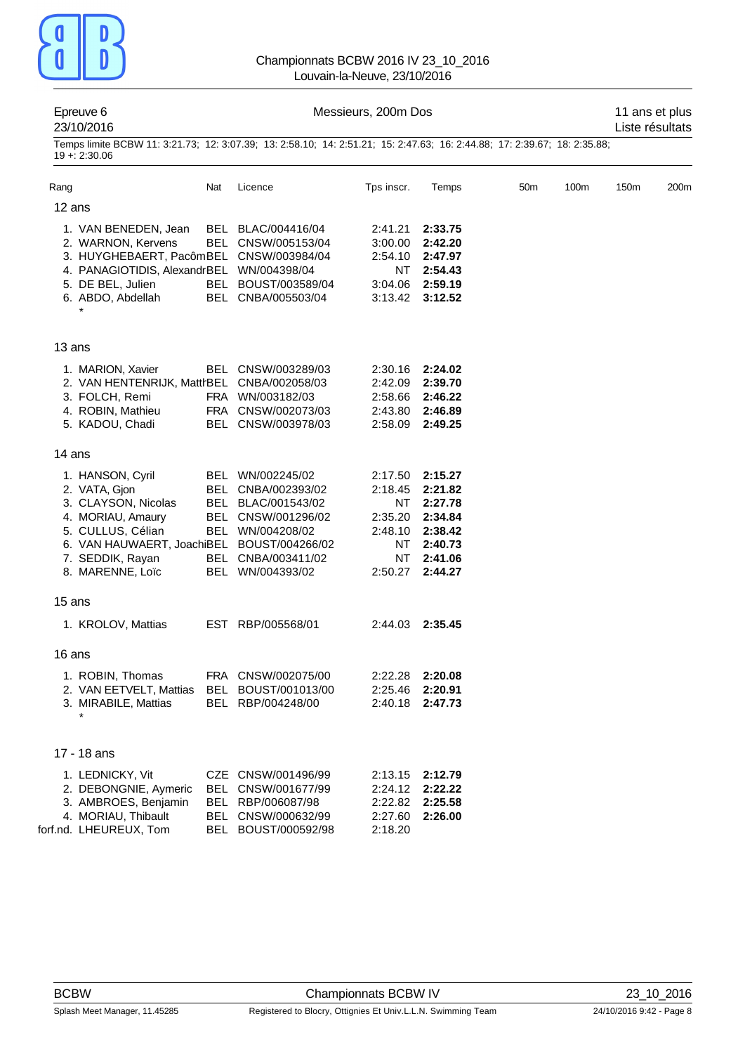Championnats BCBW 2016 IV 23_10_2016
Louvain-la-Neuve, 23/10/2016

Epreuve 6 — Messieurs, 200m Dos — 11 ans et plus
23/10/2016 — Liste résultats

Temps limite BCBW 11: 3:21.73; 12: 3:07.39; 13: 2:58.10; 14: 2:51.21; 15: 2:47.63; 16: 2:44.88; 17: 2:39.67; 18: 2:35.88; 19 +: 2:30.06

| Rang | Nom | Nat | Licence | Tps inscr. | Temps | 50m | 100m | 150m | 200m |
|---|---|---|---|---|---|---|---|---|---|
| **12 ans** | | | | | | | | | |
| 1. | VAN BENEDEN, Jean | BEL | BLAC/004416/04 | 2:41.21 | **2:33.75** | | | | |
| 2. | WARNON, Kervens | BEL | CNSW/005153/04 | 3:00.00 | **2:42.20** | | | | |
| 3. | HUYGHEBAERT, Pacôm | BEL | CNSW/003984/04 | 2:54.10 | **2:47.97** | | | | |
| 4. | PANAGIOTIDIS, Alexandr | BEL | WN/004398/04 | NT | **2:54.43** | | | | |
| 5. | DE BEL, Julien | BEL | BOUST/003589/04 | 3:04.06 | **2:59.19** | | | | |
| 6. | ABDO, Abdellah * | BEL | CNBA/005503/04 | 3:13.42 | **3:12.52** | | | | |
| **13 ans** | | | | | | | | | |
| 1. | MARION, Xavier | BEL | CNSW/003289/03 | 2:30.16 | **2:24.02** | | | | |
| 2. | VAN HENTENRIJK, Matth | BEL | CNBA/002058/03 | 2:42.09 | **2:39.70** | | | | |
| 3. | FOLCH, Remi | FRA | WN/003182/03 | 2:58.66 | **2:46.22** | | | | |
| 4. | ROBIN, Mathieu | FRA | CNSW/002073/03 | 2:43.80 | **2:46.89** | | | | |
| 5. | KADOU, Chadi | BEL | CNSW/003978/03 | 2:58.09 | **2:49.25** | | | | |
| **14 ans** | | | | | | | | | |
| 1. | HANSON, Cyril | BEL | WN/002245/02 | 2:17.50 | **2:15.27** | | | | |
| 2. | VATA, Gjon | BEL | CNBA/002393/02 | 2:18.45 | **2:21.82** | | | | |
| 3. | CLAYSON, Nicolas | BEL | BLAC/001543/02 | NT | **2:27.78** | | | | |
| 4. | MORIAU, Amaury | BEL | CNSW/001296/02 | 2:35.20 | **2:34.84** | | | | |
| 5. | CULLUS, Célian | BEL | WN/004208/02 | 2:48.10 | **2:38.42** | | | | |
| 6. | VAN HAUWAERT, Joachi | BEL | BOUST/004266/02 | NT | **2:40.73** | | | | |
| 7. | SEDDIK, Rayan | BEL | CNBA/003411/02 | NT | **2:41.06** | | | | |
| 8. | MARENNE, Loïc | BEL | WN/004393/02 | 2:50.27 | **2:44.27** | | | | |
| **15 ans** | | | | | | | | | |
| 1. | KROLOV, Mattias | EST | RBP/005568/01 | 2:44.03 | **2:35.45** | | | | |
| **16 ans** | | | | | | | | | |
| 1. | ROBIN, Thomas | FRA | CNSW/002075/00 | 2:22.28 | **2:20.08** | | | | |
| 2. | VAN EETVELT, Mattias | BEL | BOUST/001013/00 | 2:25.46 | **2:20.91** | | | | |
| 3. | MIRABILE, Mattias * | BEL | RBP/004248/00 | 2:40.18 | **2:47.73** | | | | |
| **17 - 18 ans** | | | | | | | | | |
| 1. | LEDNICKY, Vit | CZE | CNSW/001496/99 | 2:13.15 | **2:12.79** | | | | |
| 2. | DEBONGNIE, Aymeric | BEL | CNSW/001677/99 | 2:24.12 | **2:22.22** | | | | |
| 3. | AMBROES, Benjamin | BEL | RBP/006087/98 | 2:22.82 | **2:25.58** | | | | |
| 4. | MORIAU, Thibault | BEL | CNSW/000632/99 | 2:27.60 | **2:26.00** | | | | |
| forf.nd. | LHEUREUX, Tom | BEL | BOUST/000592/98 | 2:18.20 | | | | | |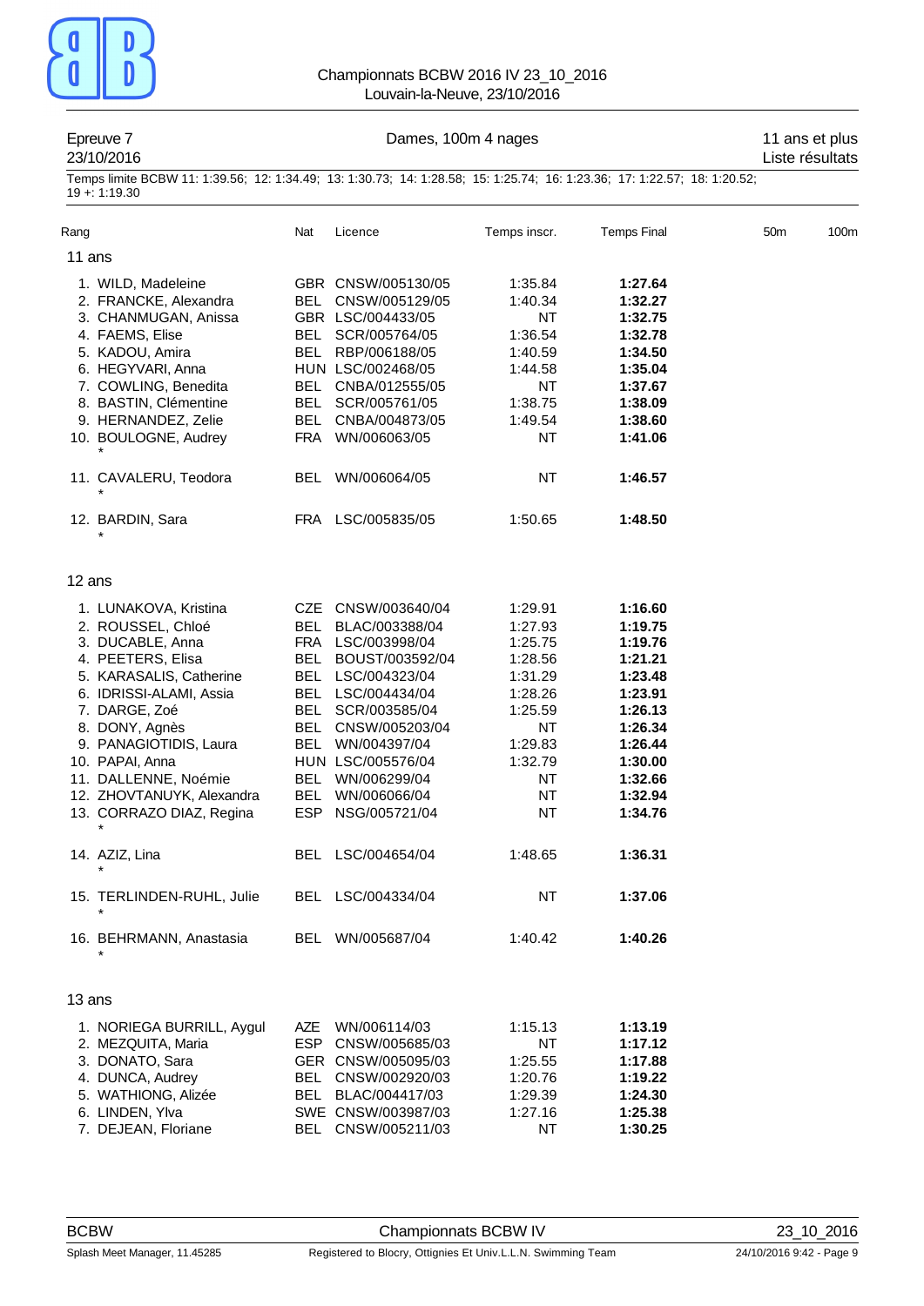Championnats BCBW 2016 IV 23_10_2016
Louvain-la-Neuve, 23/10/2016

**Epreuve 7** — Dames, 100m 4 nages — 11 ans et plus
23/10/2016 — Liste résultats

Temps limite BCBW 11: 1:39.56; 12: 1:34.49; 13: 1:30.73; 14: 1:28.58; 15: 1:25.74; 16: 1:23.36; 17: 1:22.57; 18: 1:20.52; 19 +: 1:19.30

### 11 ans

| Rang | Nat | Licence | Temps inscr. | Temps Final | 50m | 100m |
|---|---|---|---|---|---|---|
| 1. WILD, Madeleine | GBR | CNSW/005130/05 | 1:35.84 | **1:27.64** | | |
| 2. FRANCKE, Alexandra | BEL | CNSW/005129/05 | 1:40.34 | **1:32.27** | | |
| 3. CHANMUGAN, Anissa | GBR | LSC/004433/05 | NT | **1:32.75** | | |
| 4. FAEMS, Elise | BEL | SCR/005764/05 | 1:36.54 | **1:32.78** | | |
| 5. KADOU, Amira | BEL | RBP/006188/05 | 1:40.59 | **1:34.50** | | |
| 6. HEGYVARI, Anna | HUN | LSC/002468/05 | 1:44.58 | **1:35.04** | | |
| 7. COWLING, Benedita | BEL | CNBA/012555/05 | NT | **1:37.67** | | |
| 8. BASTIN, Clémentine | BEL | SCR/005761/05 | 1:38.75 | **1:38.09** | | |
| 9. HERNANDEZ, Zelie | BEL | CNBA/004873/05 | 1:49.54 | **1:38.60** | | |
| 10. BOULOGNE, Audrey * | FRA | WN/006063/05 | NT | **1:41.06** | | |
| 11. CAVALERU, Teodora * | BEL | WN/006064/05 | NT | **1:46.57** | | |
| 12. BARDIN, Sara * | FRA | LSC/005835/05 | 1:50.65 | **1:48.50** | | |

### 12 ans

| Rang | Nat | Licence | Temps inscr. | Temps Final | 50m | 100m |
|---|---|---|---|---|---|---|
| 1. LUNAKOVA, Kristina | CZE | CNSW/003640/04 | 1:29.91 | **1:16.60** | | |
| 2. ROUSSEL, Chloé | BEL | BLAC/003388/04 | 1:27.93 | **1:19.75** | | |
| 3. DUCABLE, Anna | FRA | LSC/003998/04 | 1:25.75 | **1:19.76** | | |
| 4. PEETERS, Elisa | BEL | BOUST/003592/04 | 1:28.56 | **1:21.21** | | |
| 5. KARASALIS, Catherine | BEL | LSC/004323/04 | 1:31.29 | **1:23.48** | | |
| 6. IDRISSI-ALAMI, Assia | BEL | LSC/004434/04 | 1:28.26 | **1:23.91** | | |
| 7. DARGE, Zoé | BEL | SCR/003585/04 | 1:25.59 | **1:26.13** | | |
| 8. DONY, Agnès | BEL | CNSW/005203/04 | NT | **1:26.34** | | |
| 9. PANAGIOTIDIS, Laura | BEL | WN/004397/04 | 1:29.83 | **1:26.44** | | |
| 10. PAPAI, Anna | HUN | LSC/005576/04 | 1:32.79 | **1:30.00** | | |
| 11. DALLENNE, Noémie | BEL | WN/006299/04 | NT | **1:32.66** | | |
| 12. ZHOVTANUYK, Alexandra | BEL | WN/006066/04 | NT | **1:32.94** | | |
| 13. CORRAZO DIAZ, Regina * | ESP | NSG/005721/04 | NT | **1:34.76** | | |
| 14. AZIZ, Lina * | BEL | LSC/004654/04 | 1:48.65 | **1:36.31** | | |
| 15. TERLINDEN-RUHL, Julie * | BEL | LSC/004334/04 | NT | **1:37.06** | | |
| 16. BEHRMANN, Anastasia * | BEL | WN/005687/04 | 1:40.42 | **1:40.26** | | |

### 13 ans

| Rang | Nat | Licence | Temps inscr. | Temps Final | 50m | 100m |
|---|---|---|---|---|---|---|
| 1. NORIEGA BURRILL, Aygul | AZE | WN/006114/03 | 1:15.13 | **1:13.19** | | |
| 2. MEZQUITA, Maria | ESP | CNSW/005685/03 | NT | **1:17.12** | | |
| 3. DONATO, Sara | GER | CNSW/005095/03 | 1:25.55 | **1:17.88** | | |
| 4. DUNCA, Audrey | BEL | CNSW/002920/03 | 1:20.76 | **1:19.22** | | |
| 5. WATHIONG, Alizée | BEL | BLAC/004417/03 | 1:29.39 | **1:24.30** | | |
| 6. LINDEN, Ylva | SWE | CNSW/003987/03 | 1:27.16 | **1:25.38** | | |
| 7. DEJEAN, Floriane | BEL | CNSW/005211/03 | NT | **1:30.25** | | |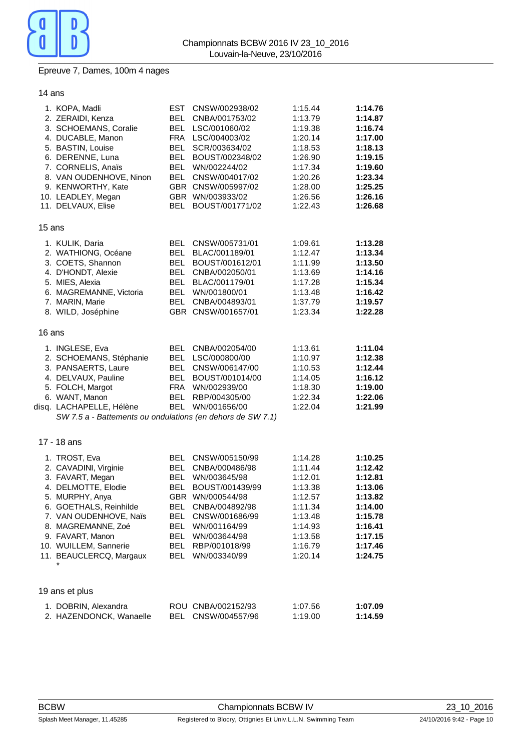Championnats BCBW 2016 IV 23_10_2016
Louvain-la-Neuve, 23/10/2016

## Epreuve 7, Dames, 100m 4 nages

### 14 ans

| Place | Nom | Nat. | Club | Temps d'engagement | Temps |
|---|---|---|---|---|---|
| 1. | KOPA, Madli | EST | CNSW/002938/02 | 1:15.44 | **1:14.76** |
| 2. | ZERAIDI, Kenza | BEL | CNBA/001753/02 | 1:13.79 | **1:14.87** |
| 3. | SCHOEMANS, Coralie | BEL | LSC/001060/02 | 1:19.38 | **1:16.74** |
| 4. | DUCABLE, Manon | FRA | LSC/004003/02 | 1:20.14 | **1:17.00** |
| 5. | BASTIN, Louise | BEL | SCR/003634/02 | 1:18.53 | **1:18.13** |
| 6. | DERENNE, Luna | BEL | BOUST/002348/02 | 1:26.90 | **1:19.15** |
| 7. | CORNELIS, Anaïs | BEL | WN/002244/02 | 1:17.34 | **1:19.60** |
| 8. | VAN OUDENHOVE, Ninon | BEL | CNSW/004017/02 | 1:20.26 | **1:23.34** |
| 9. | KENWORTHY, Kate | GBR | CNSW/005997/02 | 1:28.00 | **1:25.25** |
| 10. | LEADLEY, Megan | GBR | WN/003933/02 | 1:26.56 | **1:26.16** |
| 11. | DELVAUX, Elise | BEL | BOUST/001771/02 | 1:22.43 | **1:26.68** |

### 15 ans

| Place | Nom | Nat. | Club | Temps d'engagement | Temps |
|---|---|---|---|---|---|
| 1. | KULIK, Daria | BEL | CNSW/005731/01 | 1:09.61 | **1:13.28** |
| 2. | WATHIONG, Océane | BEL | BLAC/001189/01 | 1:12.47 | **1:13.34** |
| 3. | COETS, Shannon | BEL | BOUST/001612/01 | 1:11.99 | **1:13.50** |
| 4. | D'HONDT, Alexie | BEL | CNBA/002050/01 | 1:13.69 | **1:14.16** |
| 5. | MIES, Alexia | BEL | BLAC/001179/01 | 1:17.28 | **1:15.34** |
| 6. | MAGREMANNE, Victoria | BEL | WN/001800/01 | 1:13.48 | **1:16.42** |
| 7. | MARIN, Marie | BEL | CNBA/004893/01 | 1:37.79 | **1:19.57** |
| 8. | WILD, Joséphine | GBR | CNSW/001657/01 | 1:23.34 | **1:22.28** |

### 16 ans

| Place | Nom | Nat. | Club | Temps d'engagement | Temps |
|---|---|---|---|---|---|
| 1. | INGLESE, Eva | BEL | CNBA/002054/00 | 1:13.61 | **1:11.04** |
| 2. | SCHOEMANS, Stéphanie | BEL | LSC/000800/00 | 1:10.97 | **1:12.38** |
| 3. | PANSAERTS, Laure | BEL | CNSW/006147/00 | 1:10.53 | **1:12.44** |
| 4. | DELVAUX, Pauline | BEL | BOUST/001014/00 | 1:14.05 | **1:16.12** |
| 5. | FOLCH, Margot | FRA | WN/002939/00 | 1:18.30 | **1:19.00** |
| 6. | WANT, Manon | BEL | RBP/004305/00 | 1:22.34 | **1:22.06** |
| disq. | LACHAPELLE, Hélène | BEL | WN/001656/00 | 1:22.04 | **1:21.99** |

*SW 7.5 a - Battements ou ondulations (en dehors de SW 7.1)*

### 17 - 18 ans

| Place | Nom | Nat. | Club | Temps d'engagement | Temps |
|---|---|---|---|---|---|
| 1. | TROST, Eva | BEL | CNSW/005150/99 | 1:14.28 | **1:10.25** |
| 2. | CAVADINI, Virginie | BEL | CNBA/000486/98 | 1:11.44 | **1:12.42** |
| 3. | FAVART, Megan | BEL | WN/003645/98 | 1:12.01 | **1:12.81** |
| 4. | DELMOTTE, Elodie | BEL | BOUST/001439/99 | 1:13.38 | **1:13.06** |
| 5. | MURPHY, Anya | GBR | WN/000544/98 | 1:12.57 | **1:13.82** |
| 6. | GOETHALS, Reinhilde | BEL | CNBA/004892/98 | 1:11.34 | **1:14.00** |
| 7. | VAN OUDENHOVE, Naïs | BEL | CNSW/001686/99 | 1:13.48 | **1:15.78** |
| 8. | MAGREMANNE, Zoé | BEL | WN/001164/99 | 1:14.93 | **1:16.41** |
| 9. | FAVART, Manon | BEL | WN/003644/98 | 1:13.58 | **1:17.15** |
| 10. | WUILLEM, Sannerie | BEL | RBP/001018/99 | 1:16.79 | **1:17.46** |
| 11. | BEAUCLERCQ, Margaux * | BEL | WN/003340/99 | 1:20.14 | **1:24.75** |

### 19 ans et plus

| Place | Nom | Nat. | Club | Temps d'engagement | Temps |
|---|---|---|---|---|---|
| 1. | DOBRIN, Alexandra | ROU | CNBA/002152/93 | 1:07.56 | **1:07.09** |
| 2. | HAZENDONCK, Wanaelle | BEL | CNSW/004557/96 | 1:19.00 | **1:14.59** |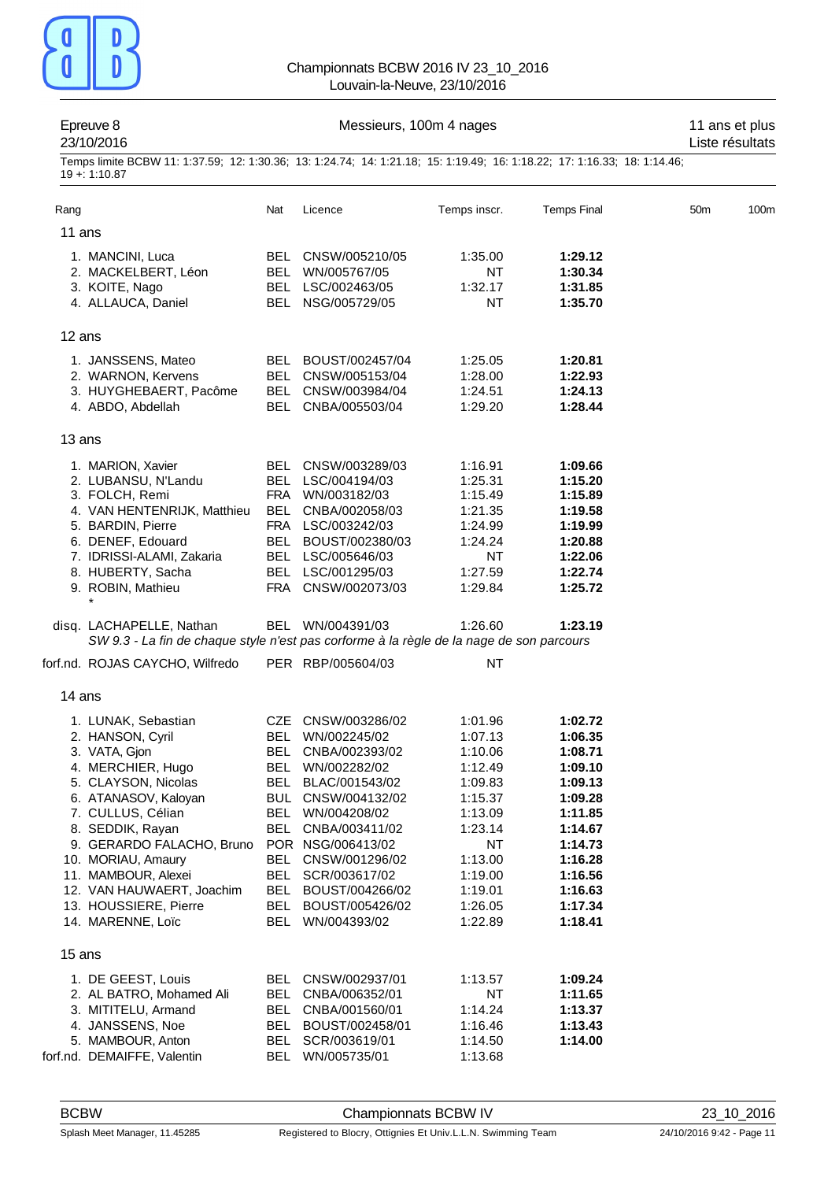Championnats BCBW 2016 IV 23_10_2016
Louvain-la-Neuve, 23/10/2016

Epreuve 8 — Messieurs, 100m 4 nages — 11 ans et plus
23/10/2016 — Liste résultats

Temps limite BCBW 11: 1:37.59; 12: 1:30.36; 13: 1:24.74; 14: 1:21.18; 15: 1:19.49; 16: 1:18.22; 17: 1:16.33; 18: 1:14.46; 19 +: 1:10.87

| Rang | | Nat | Licence | Temps inscr. | Temps Final | 50m | 100m |
|---|---|---|---|---|---|---|---|
| **11 ans** | | | | | | | |
| 1. | MANCINI, Luca | BEL | CNSW/005210/05 | 1:35.00 | **1:29.12** | | |
| 2. | MACKELBERT, Léon | BEL | WN/005767/05 | NT | **1:30.34** | | |
| 3. | KOITE, Nago | BEL | LSC/002463/05 | 1:32.17 | **1:31.85** | | |
| 4. | ALLAUCA, Daniel | BEL | NSG/005729/05 | NT | **1:35.70** | | |
| **12 ans** | | | | | | | |
| 1. | JANSSENS, Mateo | BEL | BOUST/002457/04 | 1:25.05 | **1:20.81** | | |
| 2. | WARNON, Kervens | BEL | CNSW/005153/04 | 1:28.00 | **1:22.93** | | |
| 3. | HUYGHEBAERT, Pacôme | BEL | CNSW/003984/04 | 1:24.51 | **1:24.13** | | |
| 4. | ABDO, Abdellah | BEL | CNBA/005503/04 | 1:29.20 | **1:28.44** | | |
| **13 ans** | | | | | | | |
| 1. | MARION, Xavier | BEL | CNSW/003289/03 | 1:16.91 | **1:09.66** | | |
| 2. | LUBANSU, N'Landu | BEL | LSC/004194/03 | 1:25.31 | **1:15.20** | | |
| 3. | FOLCH, Remi | FRA | WN/003182/03 | 1:15.49 | **1:15.89** | | |
| 4. | VAN HENTENRIJK, Matthieu | BEL | CNBA/002058/03 | 1:21.35 | **1:19.58** | | |
| 5. | BARDIN, Pierre | FRA | LSC/003242/03 | 1:24.99 | **1:19.99** | | |
| 6. | DENEF, Edouard | BEL | BOUST/002380/03 | 1:24.24 | **1:20.88** | | |
| 7. | IDRISSI-ALAMI, Zakaria | BEL | LSC/005646/03 | NT | **1:22.06** | | |
| 8. | HUBERTY, Sacha | BEL | LSC/001295/03 | 1:27.59 | **1:22.74** | | |
| 9. | ROBIN, Mathieu * | FRA | CNSW/002073/03 | 1:29.84 | **1:25.72** | | |
| disq. | LACHAPELLE, Nathan | BEL | WN/004391/03 | 1:26.60 | **1:23.19** | | |
| | *SW 9.3 - La fin de chaque style n'est pas corforme à la règle de la nage de son parcours* | | | | | | |
| forf.nd. | ROJAS CAYCHO, Wilfredo | PER | RBP/005604/03 | NT | | | |
| **14 ans** | | | | | | | |
| 1. | LUNAK, Sebastian | CZE | CNSW/003286/02 | 1:01.96 | **1:02.72** | | |
| 2. | HANSON, Cyril | BEL | WN/002245/02 | 1:07.13 | **1:06.35** | | |
| 3. | VATA, Gjon | BEL | CNBA/002393/02 | 1:10.06 | **1:08.71** | | |
| 4. | MERCHIER, Hugo | BEL | WN/002282/02 | 1:12.49 | **1:09.10** | | |
| 5. | CLAYSON, Nicolas | BEL | BLAC/001543/02 | 1:09.83 | **1:09.13** | | |
| 6. | ATANASOV, Kaloyan | BUL | CNSW/004132/02 | 1:15.37 | **1:09.28** | | |
| 7. | CULLUS, Célian | BEL | WN/004208/02 | 1:13.09 | **1:11.85** | | |
| 8. | SEDDIK, Rayan | BEL | CNBA/003411/02 | 1:23.14 | **1:14.67** | | |
| 9. | GERARDO FALACHO, Bruno | POR | NSG/006413/02 | NT | **1:14.73** | | |
| 10. | MORIAU, Amaury | BEL | CNSW/001296/02 | 1:13.00 | **1:16.28** | | |
| 11. | MAMBOUR, Alexei | BEL | SCR/003617/02 | 1:19.00 | **1:16.56** | | |
| 12. | VAN HAUWAERT, Joachim | BEL | BOUST/004266/02 | 1:19.01 | **1:16.63** | | |
| 13. | HOUSSIERE, Pierre | BEL | BOUST/005426/02 | 1:26.05 | **1:17.34** | | |
| 14. | MARENNE, Loïc | BEL | WN/004393/02 | 1:22.89 | **1:18.41** | | |
| **15 ans** | | | | | | | |
| 1. | DE GEEST, Louis | BEL | CNSW/002937/01 | 1:13.57 | **1:09.24** | | |
| 2. | AL BATRO, Mohamed Ali | BEL | CNBA/006352/01 | NT | **1:11.65** | | |
| 3. | MITITELU, Armand | BEL | CNBA/001560/01 | 1:14.24 | **1:13.37** | | |
| 4. | JANSSENS, Noe | BEL | BOUST/002458/01 | 1:16.46 | **1:13.43** | | |
| 5. | MAMBOUR, Anton | BEL | SCR/003619/01 | 1:14.50 | **1:14.00** | | |
| forf.nd. | DEMAIFFE, Valentin | BEL | WN/005735/01 | 1:13.68 | | | |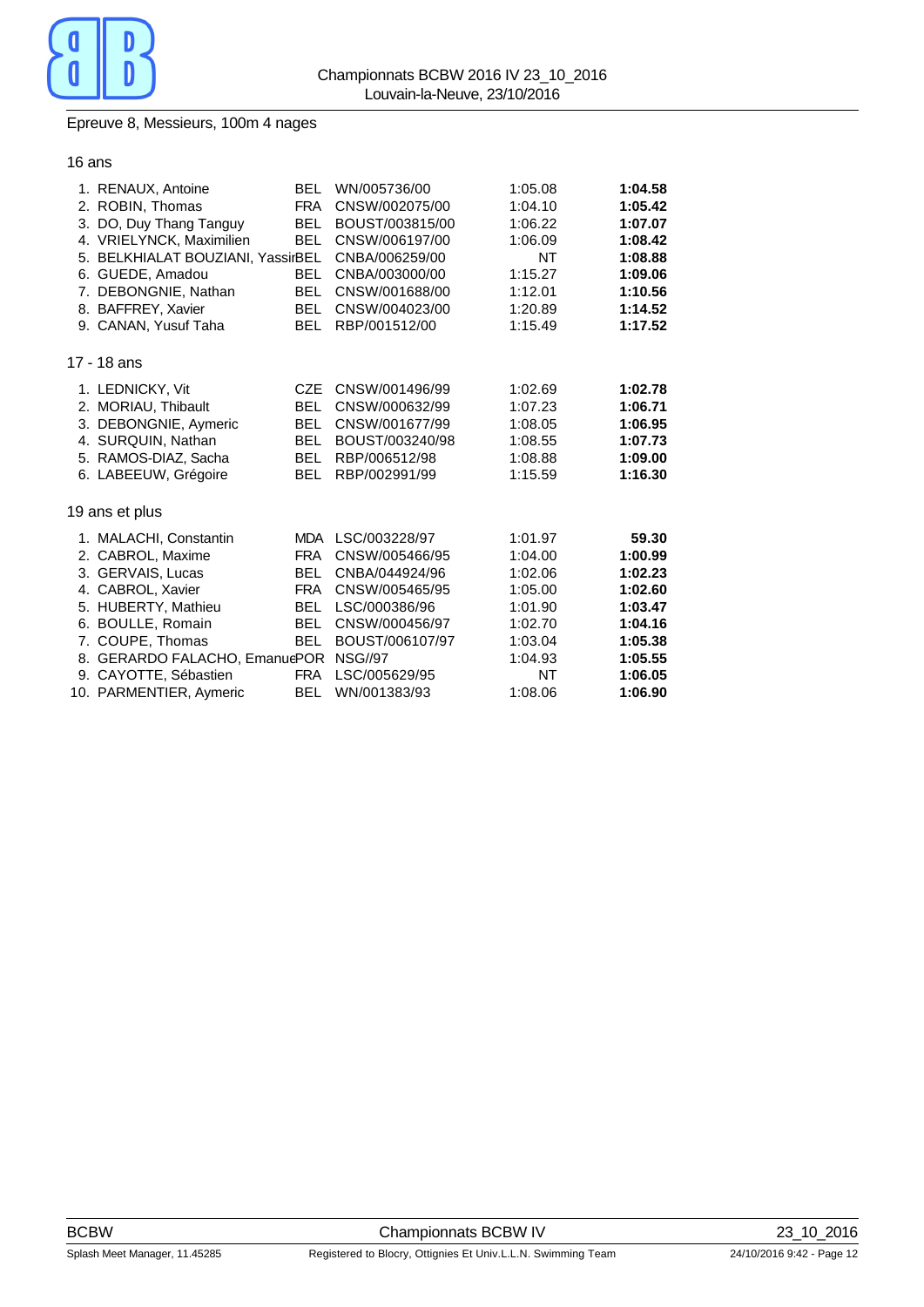Championnats BCBW 2016 IV 23_10_2016
Louvain-la-Neuve, 23/10/2016

## Epreuve 8, Messieurs, 100m 4 nages

### 16 ans

| | | | | | |
|---|---|---|---|---|---|
| 1. | RENAUX, Antoine | BEL | WN/005736/00 | 1:05.08 | **1:04.58** |
| 2. | ROBIN, Thomas | FRA | CNSW/002075/00 | 1:04.10 | **1:05.42** |
| 3. | DO, Duy Thang Tanguy | BEL | BOUST/003815/00 | 1:06.22 | **1:07.07** |
| 4. | VRIELYNCK, Maximilien | BEL | CNSW/006197/00 | 1:06.09 | **1:08.42** |
| 5. | BELKHIALAT BOUZIANI, Yassir | BEL | CNBA/006259/00 | NT | **1:08.88** |
| 6. | GUEDE, Amadou | BEL | CNBA/003000/00 | 1:15.27 | **1:09.06** |
| 7. | DEBONGNIE, Nathan | BEL | CNSW/001688/00 | 1:12.01 | **1:10.56** |
| 8. | BAFFREY, Xavier | BEL | CNSW/004023/00 | 1:20.89 | **1:14.52** |
| 9. | CANAN, Yusuf Taha | BEL | RBP/001512/00 | 1:15.49 | **1:17.52** |

### 17 - 18 ans

| | | | | | |
|---|---|---|---|---|---|
| 1. | LEDNICKY, Vit | CZE | CNSW/001496/99 | 1:02.69 | **1:02.78** |
| 2. | MORIAU, Thibault | BEL | CNSW/000632/99 | 1:07.23 | **1:06.71** |
| 3. | DEBONGNIE, Aymeric | BEL | CNSW/001677/99 | 1:08.05 | **1:06.95** |
| 4. | SURQUIN, Nathan | BEL | BOUST/003240/98 | 1:08.55 | **1:07.73** |
| 5. | RAMOS-DIAZ, Sacha | BEL | RBP/006512/98 | 1:08.88 | **1:09.00** |
| 6. | LABEEUW, Grégoire | BEL | RBP/002991/99 | 1:15.59 | **1:16.30** |

### 19 ans et plus

| | | | | | |
|---|---|---|---|---|---|
| 1. | MALACHI, Constantin | MDA | LSC/003228/97 | 1:01.97 | **59.30** |
| 2. | CABROL, Maxime | FRA | CNSW/005466/95 | 1:04.00 | **1:00.99** |
| 3. | GERVAIS, Lucas | BEL | CNBA/044924/96 | 1:02.06 | **1:02.23** |
| 4. | CABROL, Xavier | FRA | CNSW/005465/95 | 1:05.00 | **1:02.60** |
| 5. | HUBERTY, Mathieu | BEL | LSC/000386/96 | 1:01.90 | **1:03.47** |
| 6. | BOULLE, Romain | BEL | CNSW/000456/97 | 1:02.70 | **1:04.16** |
| 7. | COUPE, Thomas | BEL | BOUST/006107/97 | 1:03.04 | **1:05.38** |
| 8. | GERARDO FALACHO, Emanue | POR | NSG//97 | 1:04.93 | **1:05.55** |
| 9. | CAYOTTE, Sébastien | FRA | LSC/005629/95 | NT | **1:06.05** |
| 10. | PARMENTIER, Aymeric | BEL | WN/001383/93 | 1:08.06 | **1:06.90** |